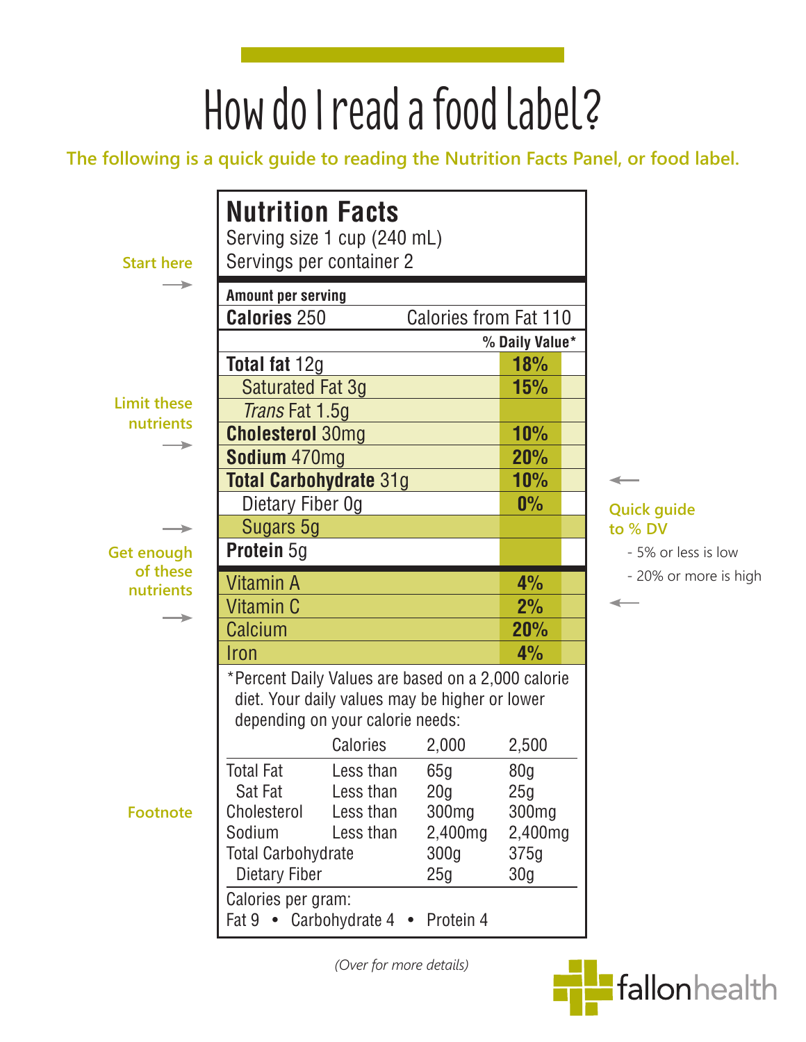# How do I read a food label?

**The following is a quick guide to reading the Nutrition Facts Panel, or food label.**

Start here →

Limit these nutrients →

Get enough of these nutrients →

Footnote

Quick guide to % DV
- 5% or less is low
- 20% or more is high

## Nutrition Facts

Serving size 1 cup (240 mL)
Servings per container 2

| Amount per serving | |
|---|---|
| **Calories** 250 | Calories from Fat 110 |
| | **% Daily Value*** |
| **Total fat** 12g | **18%** |
| Saturated Fat 3g | **15%** |
| *Trans* Fat 1.5g | |
| **Cholesterol** 30mg | **10%** |
| **Sodium** 470mg | **20%** |
| **Total Carbohydrate** 31g | **10%** |
| Dietary Fiber 0g | **0%** |
| Sugars 5g | |
| **Protein** 5g | |
| Vitamin A | **4%** |
| Vitamin C | **2%** |
| Calcium | **20%** |
| Iron | **4%** |

*Percent Daily Values are based on a 2,000 calorie diet. Your daily values may be higher or lower depending on your calorie needs:

| | Calories | 2,000 | 2,500 |
|---|---|---|---|
| Total Fat | Less than | 65g | 80g |
| Sat Fat | Less than | 20g | 25g |
| Cholesterol | Less than | 300mg | 300mg |
| Sodium | Less than | 2,400mg | 2,400mg |
| Total Carbohydrate | | 300g | 375g |
| Dietary Fiber | | 25g | 30g |

Calories per gram:
Fat 9 • Carbohydrate 4 • Protein 4

*(Over for more details)*

fallonhealth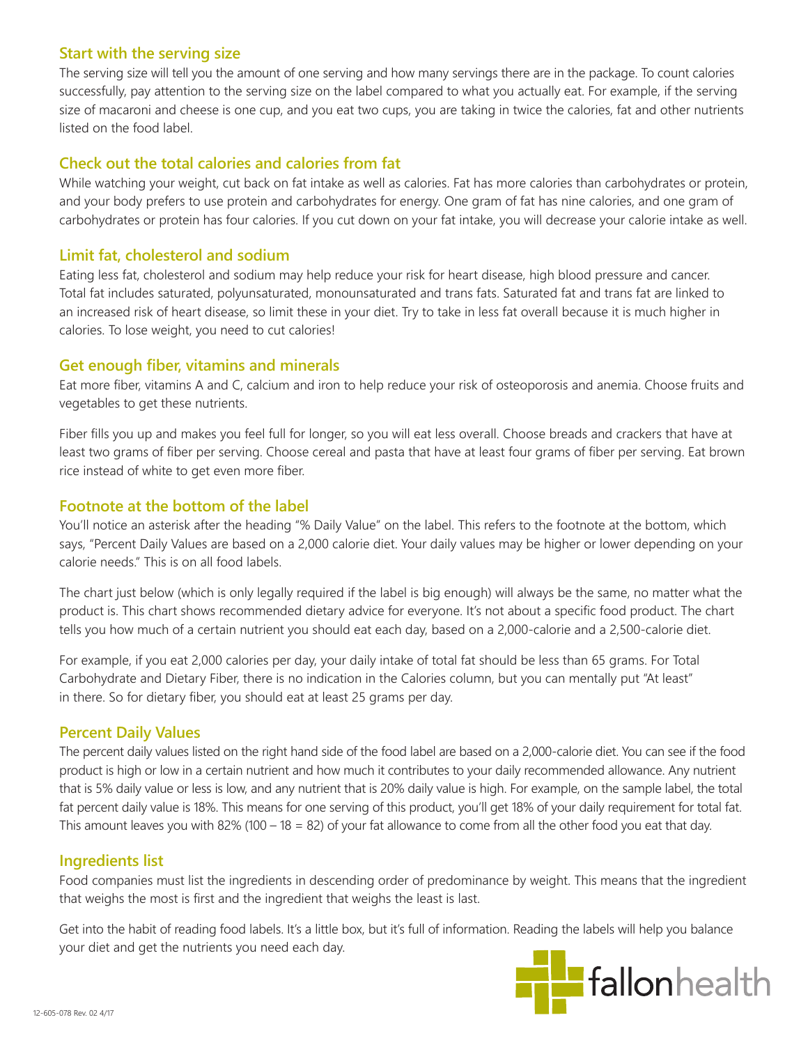## Start with the serving size

The serving size will tell you the amount of one serving and how many servings there are in the package. To count calories successfully, pay attention to the serving size on the label compared to what you actually eat. For example, if the serving size of macaroni and cheese is one cup, and you eat two cups, you are taking in twice the calories, fat and other nutrients listed on the food label.

## Check out the total calories and calories from fat

While watching your weight, cut back on fat intake as well as calories. Fat has more calories than carbohydrates or protein, and your body prefers to use protein and carbohydrates for energy. One gram of fat has nine calories, and one gram of carbohydrates or protein has four calories. If you cut down on your fat intake, you will decrease your calorie intake as well.

## Limit fat, cholesterol and sodium

Eating less fat, cholesterol and sodium may help reduce your risk for heart disease, high blood pressure and cancer. Total fat includes saturated, polyunsaturated, monounsaturated and trans fats. Saturated fat and trans fat are linked to an increased risk of heart disease, so limit these in your diet. Try to take in less fat overall because it is much higher in calories. To lose weight, you need to cut calories!

## Get enough fiber, vitamins and minerals

Eat more fiber, vitamins A and C, calcium and iron to help reduce your risk of osteoporosis and anemia. Choose fruits and vegetables to get these nutrients.

Fiber fills you up and makes you feel full for longer, so you will eat less overall. Choose breads and crackers that have at least two grams of fiber per serving. Choose cereal and pasta that have at least four grams of fiber per serving. Eat brown rice instead of white to get even more fiber.

## Footnote at the bottom of the label

You'll notice an asterisk after the heading "% Daily Value" on the label. This refers to the footnote at the bottom, which says, "Percent Daily Values are based on a 2,000 calorie diet. Your daily values may be higher or lower depending on your calorie needs." This is on all food labels.

The chart just below (which is only legally required if the label is big enough) will always be the same, no matter what the product is. This chart shows recommended dietary advice for everyone. It's not about a specific food product. The chart tells you how much of a certain nutrient you should eat each day, based on a 2,000-calorie and a 2,500-calorie diet.

For example, if you eat 2,000 calories per day, your daily intake of total fat should be less than 65 grams. For Total Carbohydrate and Dietary Fiber, there is no indication in the Calories column, but you can mentally put "At least" in there. So for dietary fiber, you should eat at least 25 grams per day.

## Percent Daily Values

The percent daily values listed on the right hand side of the food label are based on a 2,000-calorie diet. You can see if the food product is high or low in a certain nutrient and how much it contributes to your daily recommended allowance. Any nutrient that is 5% daily value or less is low, and any nutrient that is 20% daily value is high. For example, on the sample label, the total fat percent daily value is 18%. This means for one serving of this product, you'll get 18% of your daily requirement for total fat. This amount leaves you with 82% (100 – 18 = 82) of your fat allowance to come from all the other food you eat that day.

## Ingredients list

Food companies must list the ingredients in descending order of predominance by weight. This means that the ingredient that weighs the most is first and the ingredient that weighs the least is last.

Get into the habit of reading food labels. It's a little box, but it's full of information. Reading the labels will help you balance your diet and get the nutrients you need each day.

fallonhealth

12-605-078 Rev. 02 4/17